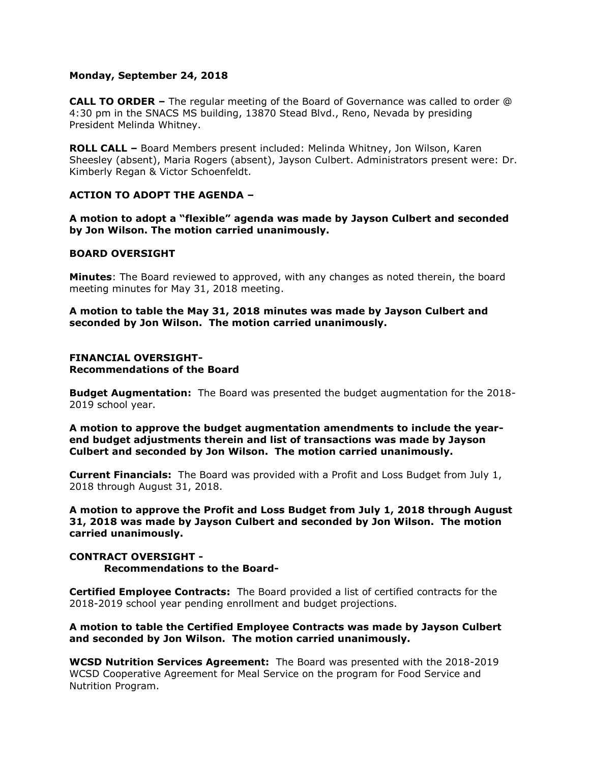**Monday, September 24, 2018**

**CALL TO ORDER –** The regular meeting of the Board of Governance was called to order @ 4:30 pm in the SNACS MS building, 13870 Stead Blvd., Reno, Nevada by presiding President Melinda Whitney.

**ROLL CALL –** Board Members present included: Melinda Whitney, Jon Wilson, Karen Sheesley (absent), Maria Rogers (absent), Jayson Culbert. Administrators present were: Dr. Kimberly Regan & Victor Schoenfeldt.

**ACTION TO ADOPT THE AGENDA –**

**A motion to adopt a "flexible" agenda was made by Jayson Culbert and seconded by Jon Wilson. The motion carried unanimously.**

**BOARD OVERSIGHT**

**Minutes**: The Board reviewed to approved, with any changes as noted therein, the board meeting minutes for May 31, 2018 meeting.

**A motion to table the May 31, 2018 minutes was made by Jayson Culbert and seconded by Jon Wilson. The motion carried unanimously.**

**FINANCIAL OVERSIGHT-**
**Recommendations of the Board**

**Budget Augmentation:** The Board was presented the budget augmentation for the 2018-2019 school year.

**A motion to approve the budget augmentation amendments to include the year-end budget adjustments therein and list of transactions was made by Jayson Culbert and seconded by Jon Wilson. The motion carried unanimously.**

**Current Financials:** The Board was provided with a Profit and Loss Budget from July 1, 2018 through August 31, 2018.

**A motion to approve the Profit and Loss Budget from July 1, 2018 through August 31, 2018 was made by Jayson Culbert and seconded by Jon Wilson. The motion carried unanimously.**

**CONTRACT OVERSIGHT -**
**Recommendations to the Board-**

**Certified Employee Contracts:** The Board provided a list of certified contracts for the 2018-2019 school year pending enrollment and budget projections.

**A motion to table the Certified Employee Contracts was made by Jayson Culbert and seconded by Jon Wilson. The motion carried unanimously.**

**WCSD Nutrition Services Agreement:** The Board was presented with the 2018-2019 WCSD Cooperative Agreement for Meal Service on the program for Food Service and Nutrition Program.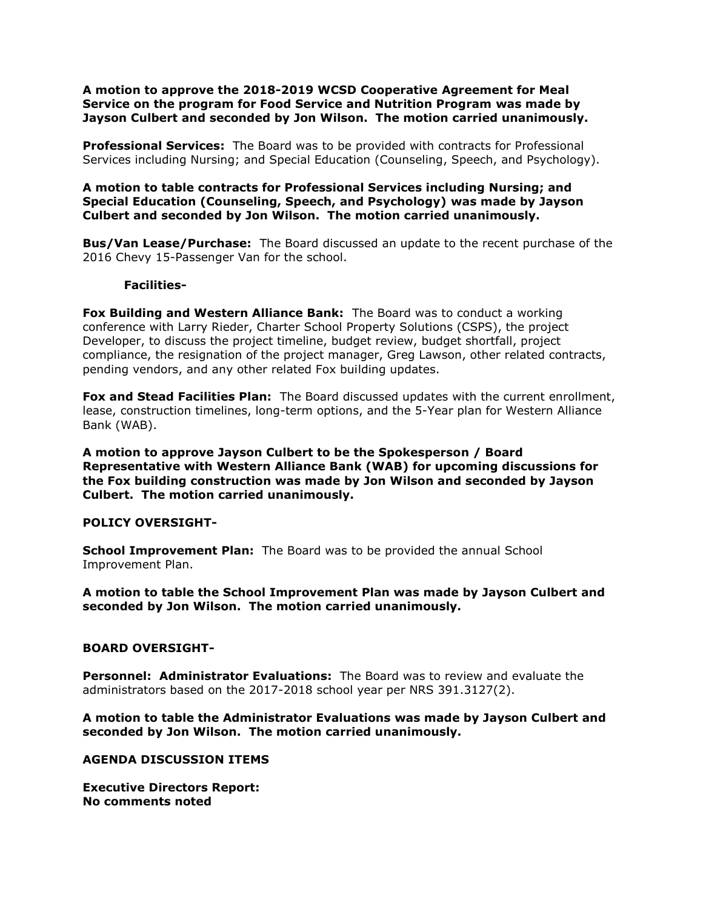**A motion to approve the 2018-2019 WCSD Cooperative Agreement for Meal Service on the program for Food Service and Nutrition Program was made by Jayson Culbert and seconded by Jon Wilson. The motion carried unanimously.**

**Professional Services:** The Board was to be provided with contracts for Professional Services including Nursing; and Special Education (Counseling, Speech, and Psychology).

**A motion to table contracts for Professional Services including Nursing; and Special Education (Counseling, Speech, and Psychology) was made by Jayson Culbert and seconded by Jon Wilson. The motion carried unanimously.**

**Bus/Van Lease/Purchase:** The Board discussed an update to the recent purchase of the 2016 Chevy 15-Passenger Van for the school.

**Facilities-**

**Fox Building and Western Alliance Bank:** The Board was to conduct a working conference with Larry Rieder, Charter School Property Solutions (CSPS), the project Developer, to discuss the project timeline, budget review, budget shortfall, project compliance, the resignation of the project manager, Greg Lawson, other related contracts, pending vendors, and any other related Fox building updates.

**Fox and Stead Facilities Plan:** The Board discussed updates with the current enrollment, lease, construction timelines, long-term options, and the 5-Year plan for Western Alliance Bank (WAB).

**A motion to approve Jayson Culbert to be the Spokesperson / Board Representative with Western Alliance Bank (WAB) for upcoming discussions for the Fox building construction was made by Jon Wilson and seconded by Jayson Culbert. The motion carried unanimously.**

**POLICY OVERSIGHT-**

**School Improvement Plan:** The Board was to be provided the annual School Improvement Plan.

**A motion to table the School Improvement Plan was made by Jayson Culbert and seconded by Jon Wilson. The motion carried unanimously.**

**BOARD OVERSIGHT-**

**Personnel: Administrator Evaluations:** The Board was to review and evaluate the administrators based on the 2017-2018 school year per NRS 391.3127(2).

**A motion to table the Administrator Evaluations was made by Jayson Culbert and seconded by Jon Wilson. The motion carried unanimously.**

**AGENDA DISCUSSION ITEMS**

**Executive Directors Report:**
**No comments noted**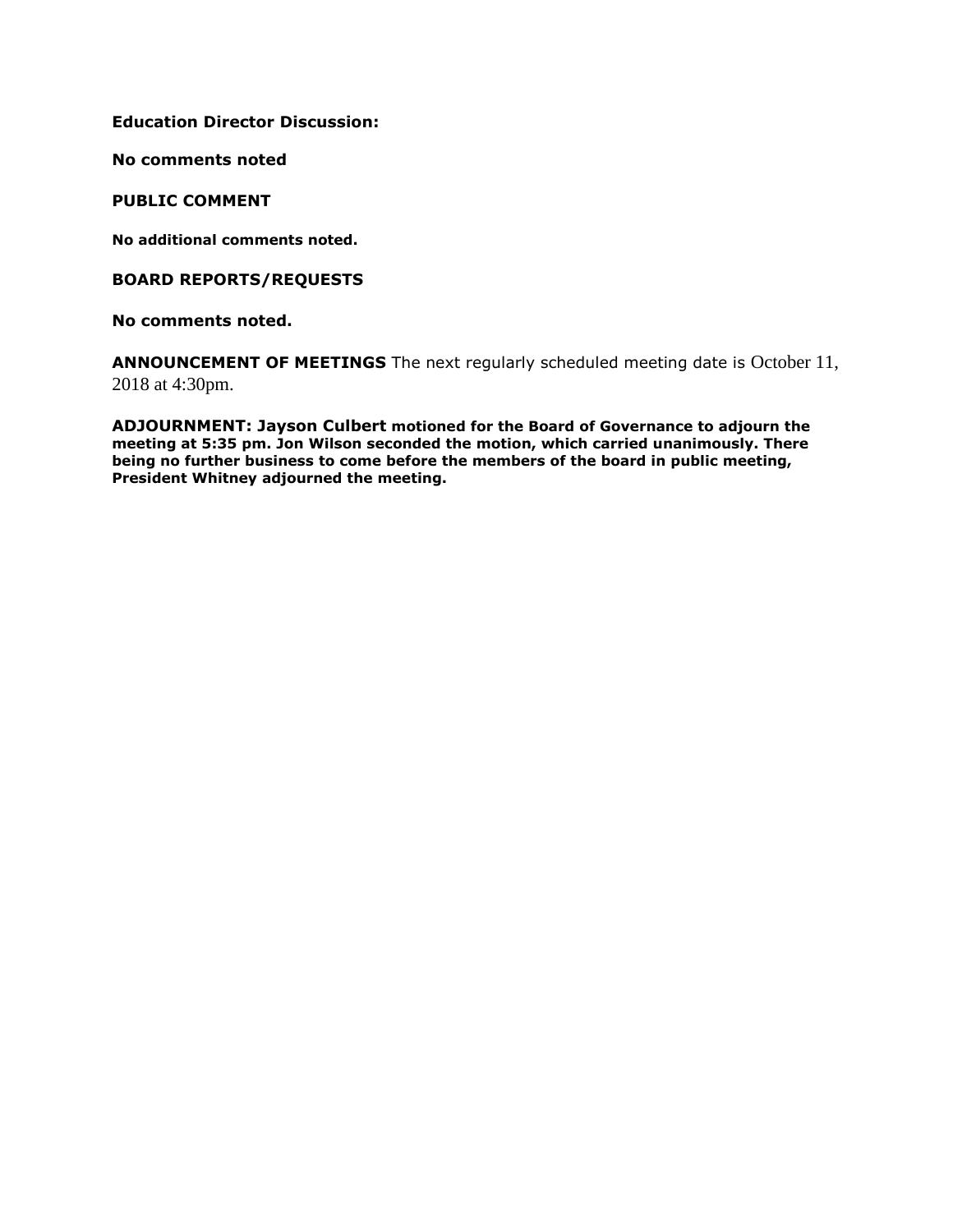**Education Director Discussion:**

**No comments noted**

**PUBLIC COMMENT**

**No additional comments noted.**

**BOARD REPORTS/REQUESTS**

**No comments noted.**

**ANNOUNCEMENT OF MEETINGS** The next regularly scheduled meeting date is October 11, 2018 at 4:30pm.

**ADJOURNMENT: Jayson Culbert motioned for the Board of Governance to adjourn the meeting at 5:35 pm. Jon Wilson seconded the motion, which carried unanimously. There being no further business to come before the members of the board in public meeting, President Whitney adjourned the meeting.**